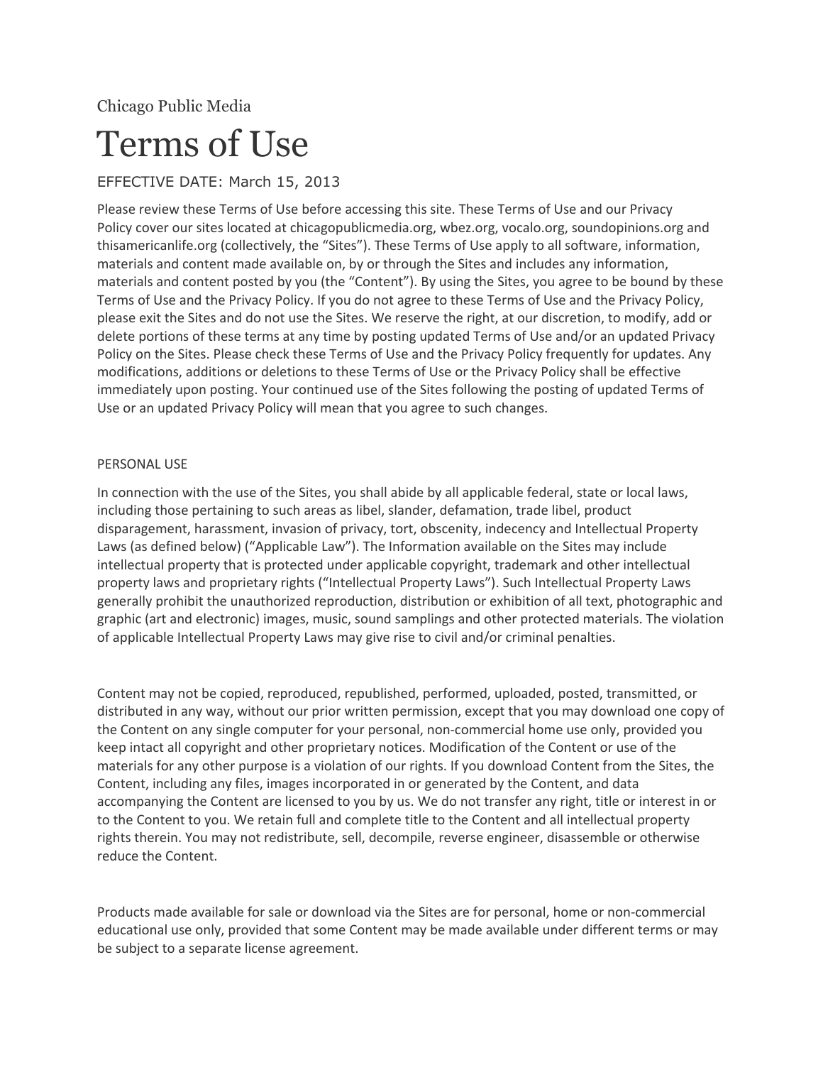Chicago Public Media

# Terms of Use

EFFECTIVE DATE: March 15, 2013

Please review these Terms of Use before accessing this site. These Terms of Use and our Privacy Policy cover our sites located at chicagopublicmedia.org, wbez.org, vocalo.org, soundopinions.org and thisamericanlife.org (collectively, the "Sites"). These Terms of Use apply to all software, information, materials and content made available on, by or through the Sites and includes any information, materials and content posted by you (the "Content"). By using the Sites, you agree to be bound by these Terms of Use and the Privacy Policy. If you do not agree to these Terms of Use and the Privacy Policy, please exit the Sites and do not use the Sites. We reserve the right, at our discretion, to modify, add or delete portions of these terms at any time by posting updated Terms of Use and/or an updated Privacy Policy on the Sites. Please check these Terms of Use and the Privacy Policy frequently for updates. Any modifications, additions or deletions to these Terms of Use or the Privacy Policy shall be effective immediately upon posting. Your continued use of the Sites following the posting of updated Terms of Use or an updated Privacy Policy will mean that you agree to such changes.

## PERSONAL USE

In connection with the use of the Sites, you shall abide by all applicable federal, state or local laws, including those pertaining to such areas as libel, slander, defamation, trade libel, product disparagement, harassment, invasion of privacy, tort, obscenity, indecency and Intellectual Property Laws (as defined below) ("Applicable Law"). The Information available on the Sites may include intellectual property that is protected under applicable copyright, trademark and other intellectual property laws and proprietary rights ("Intellectual Property Laws"). Such Intellectual Property Laws generally prohibit the unauthorized reproduction, distribution or exhibition of all text, photographic and graphic (art and electronic) images, music, sound samplings and other protected materials. The violation of applicable Intellectual Property Laws may give rise to civil and/or criminal penalties.

Content may not be copied, reproduced, republished, performed, uploaded, posted, transmitted, or distributed in any way, without our prior written permission, except that you may download one copy of the Content on any single computer for your personal, non-commercial home use only, provided you keep intact all copyright and other proprietary notices. Modification of the Content or use of the materials for any other purpose is a violation of our rights. If you download Content from the Sites, the Content, including any files, images incorporated in or generated by the Content, and data accompanying the Content are licensed to you by us. We do not transfer any right, title or interest in or to the Content to you. We retain full and complete title to the Content and all intellectual property rights therein. You may not redistribute, sell, decompile, reverse engineer, disassemble or otherwise reduce the Content.

Products made available for sale or download via the Sites are for personal, home or non-commercial educational use only, provided that some Content may be made available under different terms or may be subject to a separate license agreement.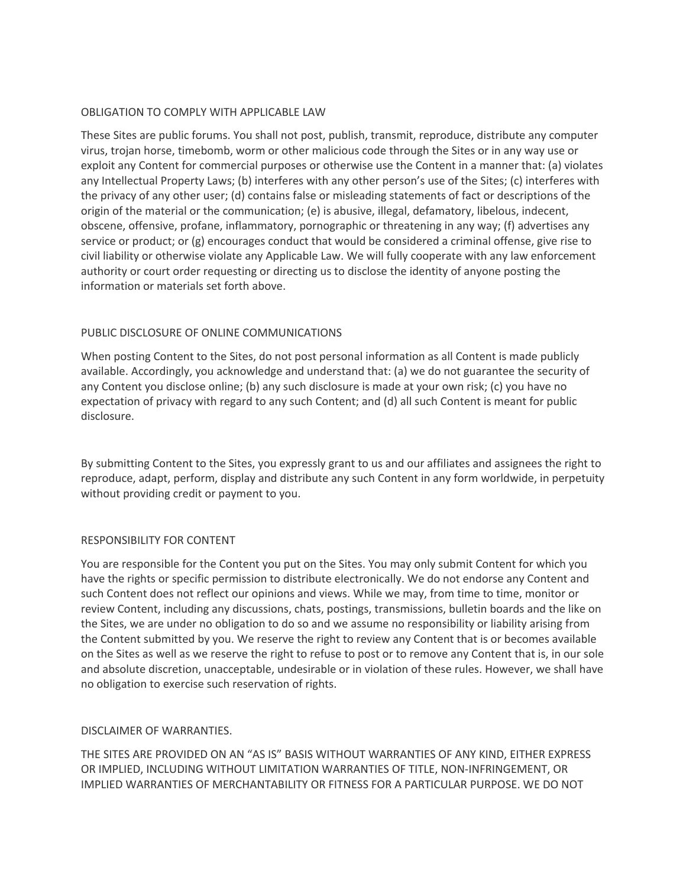## OBLIGATION TO COMPLY WITH APPLICABLE LAW

These Sites are public forums. You shall not post, publish, transmit, reproduce, distribute any computer virus, trojan horse, timebomb, worm or other malicious code through the Sites or in any way use or exploit any Content for commercial purposes or otherwise use the Content in a manner that: (a) violates any Intellectual Property Laws; (b) interferes with any other person's use of the Sites; (c) interferes with the privacy of any other user; (d) contains false or misleading statements of fact or descriptions of the origin of the material or the communication; (e) is abusive, illegal, defamatory, libelous, indecent, obscene, offensive, profane, inflammatory, pornographic or threatening in any way; (f) advertises any service or product; or (g) encourages conduct that would be considered a criminal offense, give rise to civil liability or otherwise violate any Applicable Law. We will fully cooperate with any law enforcement authority or court order requesting or directing us to disclose the identity of anyone posting the information or materials set forth above.

## PUBLIC DISCLOSURE OF ONLINE COMMUNICATIONS

When posting Content to the Sites, do not post personal information as all Content is made publicly available. Accordingly, you acknowledge and understand that: (a) we do not guarantee the security of any Content you disclose online; (b) any such disclosure is made at your own risk; (c) you have no expectation of privacy with regard to any such Content; and (d) all such Content is meant for public disclosure.

By submitting Content to the Sites, you expressly grant to us and our affiliates and assignees the right to reproduce, adapt, perform, display and distribute any such Content in any form worldwide, in perpetuity without providing credit or payment to you.

## RESPONSIBILITY FOR CONTENT

You are responsible for the Content you put on the Sites. You may only submit Content for which you have the rights or specific permission to distribute electronically. We do not endorse any Content and such Content does not reflect our opinions and views. While we may, from time to time, monitor or review Content, including any discussions, chats, postings, transmissions, bulletin boards and the like on the Sites, we are under no obligation to do so and we assume no responsibility or liability arising from the Content submitted by you. We reserve the right to review any Content that is or becomes available on the Sites as well as we reserve the right to refuse to post or to remove any Content that is, in our sole and absolute discretion, unacceptable, undesirable or in violation of these rules. However, we shall have no obligation to exercise such reservation of rights.

## DISCLAIMER OF WARRANTIES.

THE SITES ARE PROVIDED ON AN "AS IS" BASIS WITHOUT WARRANTIES OF ANY KIND, EITHER EXPRESS OR IMPLIED, INCLUDING WITHOUT LIMITATION WARRANTIES OF TITLE, NON-INFRINGEMENT, OR IMPLIED WARRANTIES OF MERCHANTABILITY OR FITNESS FOR A PARTICULAR PURPOSE. WE DO NOT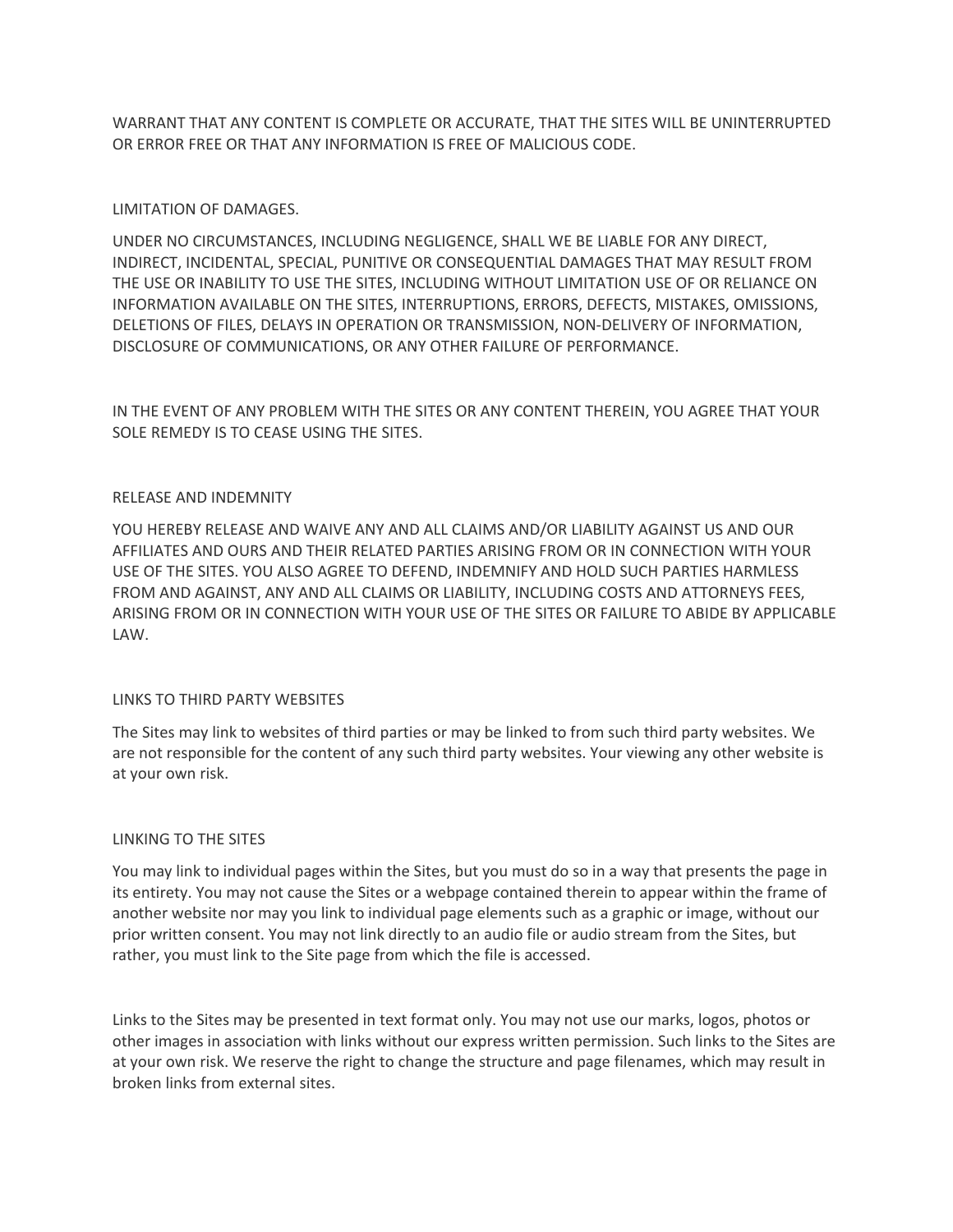WARRANT THAT ANY CONTENT IS COMPLETE OR ACCURATE, THAT THE SITES WILL BE UNINTERRUPTED OR ERROR FREE OR THAT ANY INFORMATION IS FREE OF MALICIOUS CODE.

## LIMITATION OF DAMAGES.

UNDER NO CIRCUMSTANCES, INCLUDING NEGLIGENCE, SHALL WE BE LIABLE FOR ANY DIRECT, INDIRECT, INCIDENTAL, SPECIAL, PUNITIVE OR CONSEQUENTIAL DAMAGES THAT MAY RESULT FROM THE USE OR INABILITY TO USE THE SITES, INCLUDING WITHOUT LIMITATION USE OF OR RELIANCE ON INFORMATION AVAILABLE ON THE SITES, INTERRUPTIONS, ERRORS, DEFECTS, MISTAKES, OMISSIONS, DELETIONS OF FILES, DELAYS IN OPERATION OR TRANSMISSION, NON-DELIVERY OF INFORMATION, DISCLOSURE OF COMMUNICATIONS, OR ANY OTHER FAILURE OF PERFORMANCE.

IN THE EVENT OF ANY PROBLEM WITH THE SITES OR ANY CONTENT THEREIN, YOU AGREE THAT YOUR SOLE REMEDY IS TO CEASE USING THE SITES.

## RELEASE AND INDEMNITY

YOU HEREBY RELEASE AND WAIVE ANY AND ALL CLAIMS AND/OR LIABILITY AGAINST US AND OUR AFFILIATES AND OURS AND THEIR RELATED PARTIES ARISING FROM OR IN CONNECTION WITH YOUR USE OF THE SITES. YOU ALSO AGREE TO DEFEND, INDEMNIFY AND HOLD SUCH PARTIES HARMLESS FROM AND AGAINST, ANY AND ALL CLAIMS OR LIABILITY, INCLUDING COSTS AND ATTORNEYS FEES, ARISING FROM OR IN CONNECTION WITH YOUR USE OF THE SITES OR FAILURE TO ABIDE BY APPLICABLE LAW.

## LINKS TO THIRD PARTY WEBSITES

The Sites may link to websites of third parties or may be linked to from such third party websites. We are not responsible for the content of any such third party websites. Your viewing any other website is at your own risk.

## LINKING TO THE SITES

You may link to individual pages within the Sites, but you must do so in a way that presents the page in its entirety. You may not cause the Sites or a webpage contained therein to appear within the frame of another website nor may you link to individual page elements such as a graphic or image, without our prior written consent. You may not link directly to an audio file or audio stream from the Sites, but rather, you must link to the Site page from which the file is accessed.

Links to the Sites may be presented in text format only. You may not use our marks, logos, photos or other images in association with links without our express written permission. Such links to the Sites are at your own risk. We reserve the right to change the structure and page filenames, which may result in broken links from external sites.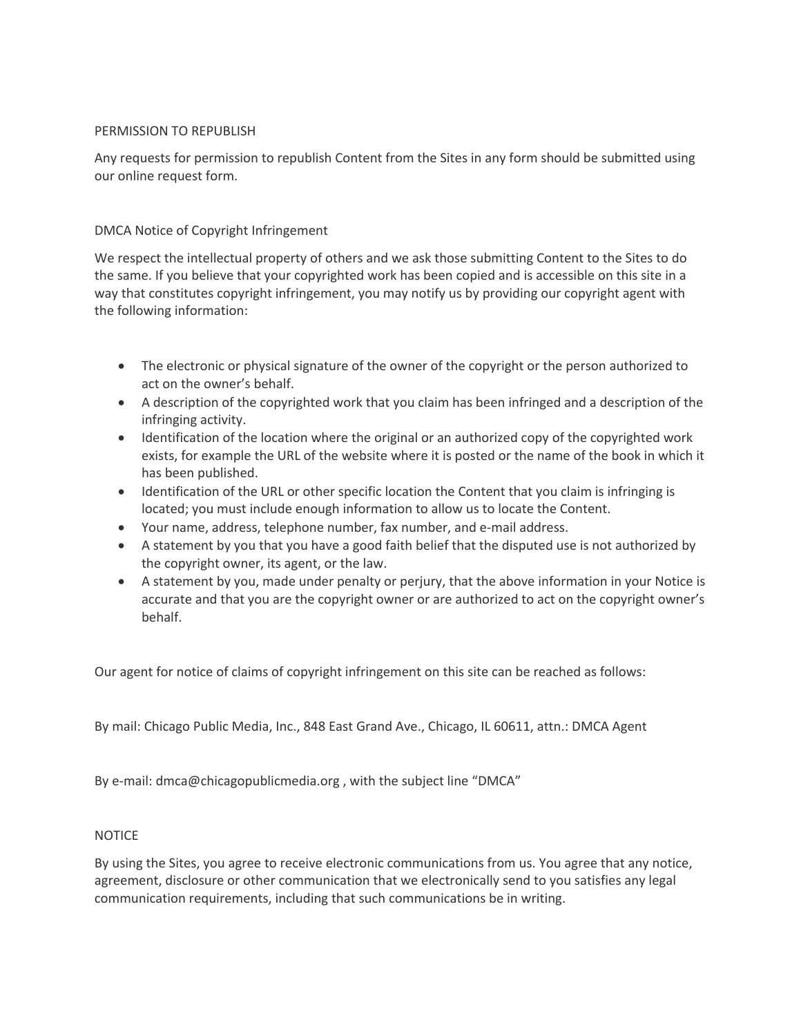## PERMISSION TO REPUBLISH

Any requests for permission to republish Content from the Sites in any form should be submitted using our online request form.

## DMCA Notice of Copyright Infringement

We respect the intellectual property of others and we ask those submitting Content to the Sites to do the same. If you believe that your copyrighted work has been copied and is accessible on this site in a way that constitutes copyright infringement, you may notify us by providing our copyright agent with the following information:

- The electronic or physical signature of the owner of the copyright or the person authorized to act on the owner's behalf.
- A description of the copyrighted work that you claim has been infringed and a description of the infringing activity.
- Identification of the location where the original or an authorized copy of the copyrighted work exists, for example the URL of the website where it is posted or the name of the book in which it has been published.
- Identification of the URL or other specific location the Content that you claim is infringing is located; you must include enough information to allow us to locate the Content.
- Your name, address, telephone number, fax number, and e-mail address.
- A statement by you that you have a good faith belief that the disputed use is not authorized by the copyright owner, its agent, or the law.
- A statement by you, made under penalty or perjury, that the above information in your Notice is accurate and that you are the copyright owner or are authorized to act on the copyright owner's behalf.

Our agent for notice of claims of copyright infringement on this site can be reached as follows:

By mail: Chicago Public Media, Inc., 848 East Grand Ave., Chicago, IL 60611, attn.: DMCA Agent

By e-mail: dmca@chicagopublicmedia.org , with the subject line "DMCA"

## NOTICE

By using the Sites, you agree to receive electronic communications from us. You agree that any notice, agreement, disclosure or other communication that we electronically send to you satisfies any legal communication requirements, including that such communications be in writing.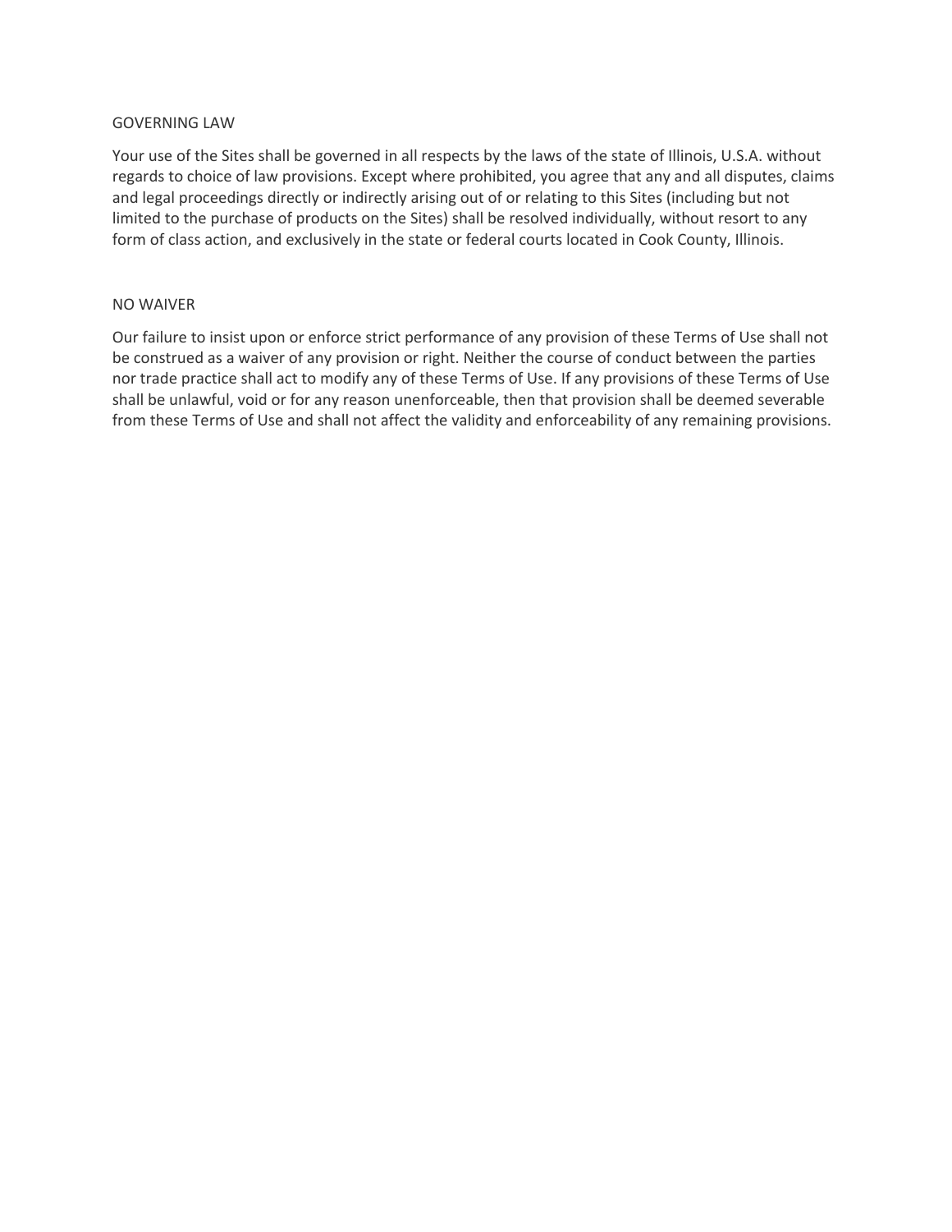## GOVERNING LAW

Your use of the Sites shall be governed in all respects by the laws of the state of Illinois, U.S.A. without regards to choice of law provisions. Except where prohibited, you agree that any and all disputes, claims and legal proceedings directly or indirectly arising out of or relating to this Sites (including but not limited to the purchase of products on the Sites) shall be resolved individually, without resort to any form of class action, and exclusively in the state or federal courts located in Cook County, Illinois.

## NO WAIVER

Our failure to insist upon or enforce strict performance of any provision of these Terms of Use shall not be construed as a waiver of any provision or right. Neither the course of conduct between the parties nor trade practice shall act to modify any of these Terms of Use. If any provisions of these Terms of Use shall be unlawful, void or for any reason unenforceable, then that provision shall be deemed severable from these Terms of Use and shall not affect the validity and enforceability of any remaining provisions.